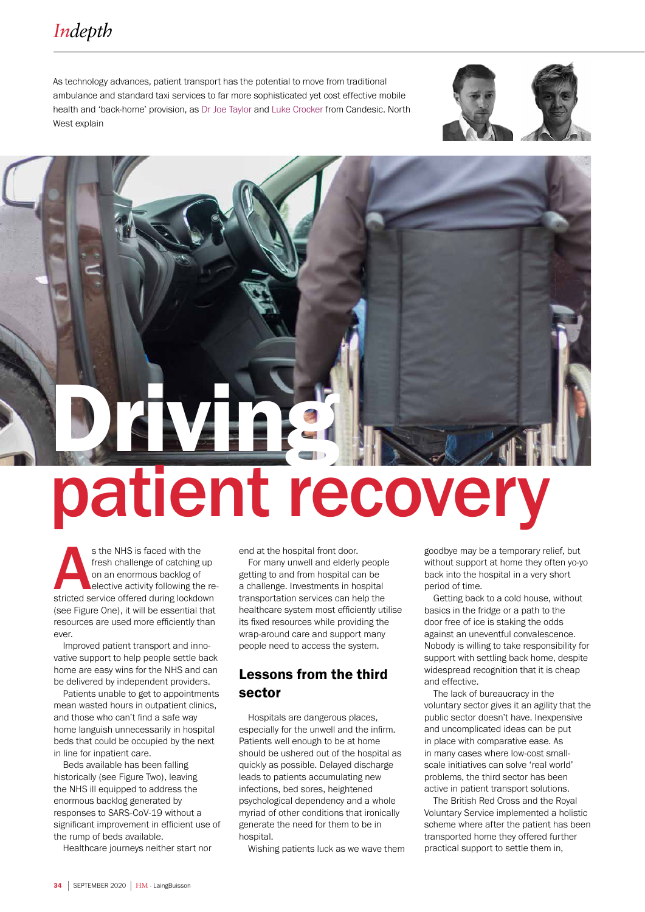*Indepth*

As technology advances, patient transport has the potential to move from traditional ambulance and standard taxi services to far more sophisticated yet cost effective mobile health and 'back-home' provision, as Dr Joe Taylor and Luke Crocker from Candesic. North West explain

# Driving patient recovery

As the NHS is faced with the fresh challenge of catching up on an enormous backlog of elective activity following the restricted service offered during lockdown (see Figure One), it will be essential that resources are used more efficiently than ever.

Improved patient transport and innovative support to help people settle back home are easy wins for the NHS and can be delivered by independent providers.

Patients unable to get to appointments mean wasted hours in outpatient clinics, and those who can't find a safe way home languish unnecessarily in hospital beds that could be occupied by the next in line for inpatient care.

Beds available has been falling historically (see Figure Two), leaving the NHS ill equipped to address the enormous backlog generated by responses to SARS-CoV-19 without a significant improvement in efficient use of the rump of beds available.

Healthcare journeys neither start nor end at the hospital front door.

For many unwell and elderly people getting to and from hospital can be a challenge. Investments in hospital transportation services can help the healthcare system most efficiently utilise its fixed resources while providing the wrap-around care and support many people need to access the system.

## Lessons from the third sector

Hospitals are dangerous places, especially for the unwell and the infirm. Patients well enough to be at home should be ushered out of the hospital as quickly as possible. Delayed discharge leads to patients accumulating new infections, bed sores, heightened psychological dependency and a whole myriad of other conditions that ironically generate the need for them to be in hospital.

Wishing patients luck as we wave them goodbye may be a temporary relief, but without support at home they often yo-yo back into the hospital in a very short period of time.

Getting back to a cold house, without basics in the fridge or a path to the door free of ice is staking the odds against an uneventful convalescence. Nobody is willing to take responsibility for support with settling back home, despite widespread recognition that it is cheap and effective.

The lack of bureaucracy in the voluntary sector gives it an agility that the public sector doesn't have. Inexpensive and uncomplicated ideas can be put in place with comparative ease. As in many cases where low-cost small-scale initiatives can solve 'real world' problems, the third sector has been active in patient transport solutions.

The British Red Cross and the Royal Voluntary Service implemented a holistic scheme where after the patient has been transported home they offered further practical support to settle them in,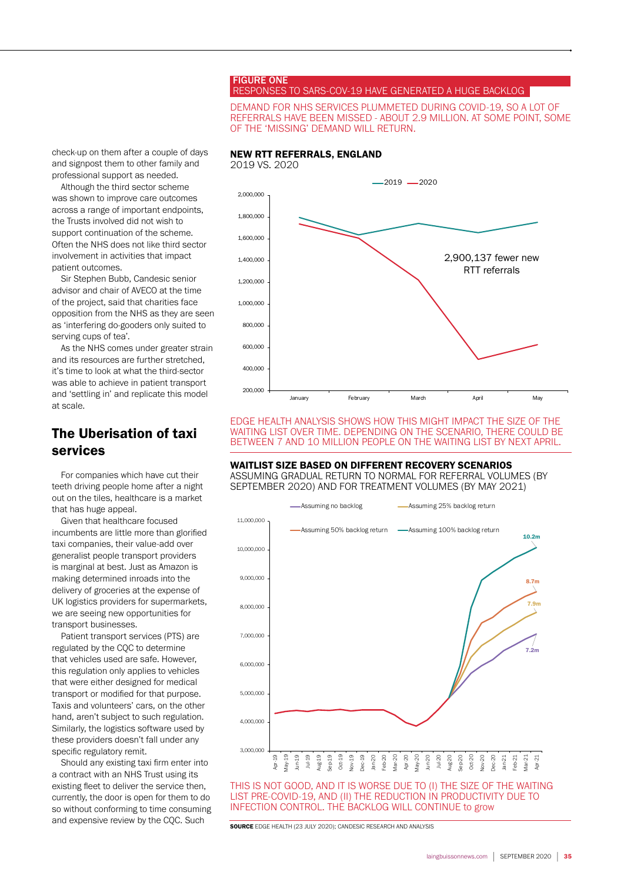check-up on them after a couple of days and signpost them to other family and professional support as needed.

Although the third sector scheme was shown to improve care outcomes across a range of important endpoints, the Trusts involved did not wish to support continuation of the scheme. Often the NHS does not like third sector involvement in activities that impact patient outcomes.

Sir Stephen Bubb, Candesic senior advisor and chair of AVECO at the time of the project, said that charities face opposition from the NHS as they are seen as 'interfering do-gooders only suited to serving cups of tea'.

As the NHS comes under greater strain and its resources are further stretched, it's time to look at what the third-sector was able to achieve in patient transport and 'settling in' and replicate this model at scale.

## The Uberisation of taxi services

For companies which have cut their teeth driving people home after a night out on the tiles, healthcare is a market that has huge appeal.

Given that healthcare focused incumbents are little more than glorified taxi companies, their value-add over generalist people transport providers is marginal at best. Just as Amazon is making determined inroads into the delivery of groceries at the expense of UK logistics providers for supermarkets, we are seeing new opportunities for transport businesses.

Patient transport services (PTS) are regulated by the CQC to determine that vehicles used are safe. However, this regulation only applies to vehicles that were either designed for medical transport or modified for that purpose. Taxis and volunteers' cars, on the other hand, aren't subject to such regulation. Similarly, the logistics software used by these providers doesn't fall under any specific regulatory remit.

Should any existing taxi firm enter into a contract with an NHS Trust using its existing fleet to deliver the service then, currently, the door is open for them to do so without conforming to time consuming and expensive review by the CQC. Such

**FIGURE ONE**
RESPONSES TO SARS-COV-19 HAVE GENERATED A HUGE BACKLOG

DEMAND FOR NHS SERVICES PLUMMETED DURING COVID-19, SO A LOT OF REFERRALS HAVE BEEN MISSED - ABOUT 2.9 MILLION. AT SOME POINT, SOME OF THE 'MISSING' DEMAND WILL RETURN.

**NEW RTT REFERRALS, ENGLAND**
2019 VS. 2020

2,900,137 fewer new RTT referrals

EDGE HEALTH ANALYSIS SHOWS HOW THIS MIGHT IMPACT THE SIZE OF THE WAITING LIST OVER TIME. DEPENDING ON THE SCENARIO, THERE COULD BE BETWEEN 7 AND 10 MILLION PEOPLE ON THE WAITING LIST BY NEXT APRIL.

**WAITLIST SIZE BASED ON DIFFERENT RECOVERY SCENARIOS**
ASSUMING GRADUAL RETURN TO NORMAL FOR REFERRAL VOLUMES (BY SEPTEMBER 2020) AND FOR TREATMENT VOLUMES (BY MAY 2021)

Assuming no backlog: 7.2m; Assuming 25% backlog return: 7.9m; Assuming 50% backlog return: 8.7m; Assuming 100% backlog return: 10.2m

THIS IS NOT GOOD, AND IT IS WORSE DUE TO (I) THE SIZE OF THE WAITING LIST PRE-COVID-19, AND (II) THE REDUCTION IN PRODUCTIVITY DUE TO INFECTION CONTROL. THE BACKLOG WILL CONTINUE to grow

**SOURCE** EDGE HEALTH (23 JULY 2020); CANDESIC RESEARCH AND ANALYSIS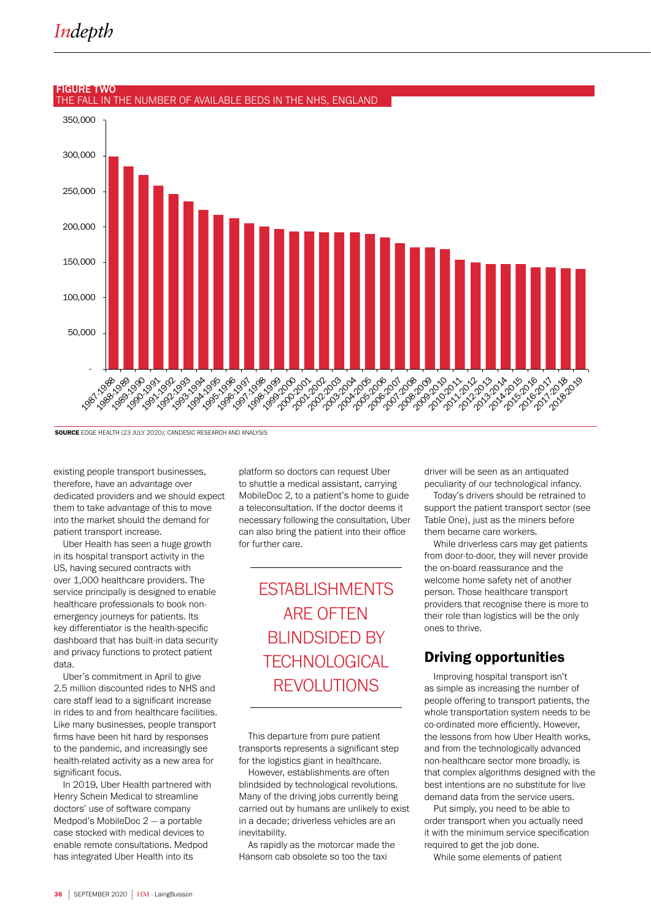**FIGURE TWO**
THE FALL IN THE NUMBER OF AVAILABLE BEDS IN THE NHS, ENGLAND

**SOURCE** EDGE HEALTH (23 JULY 2020); CANDESIC RESEARCH AND ANALYSIS

existing people transport businesses, therefore, have an advantage over dedicated providers and we should expect them to take advantage of this to move into the market should the demand for patient transport increase.

Uber Health has seen a huge growth in its hospital transport activity in the US, having secured contracts with over 1,000 healthcare providers. The service principally is designed to enable healthcare professionals to book non-emergency journeys for patients. Its key differentiator is the health-specific dashboard that has built-in data security and privacy functions to protect patient data.

Uber's commitment in April to give 2.5 million discounted rides to NHS and care staff lead to a significant increase in rides to and from healthcare facilities. Like many businesses, people transport firms have been hit hard by responses to the pandemic, and increasingly see health-related activity as a new area for significant focus.

In 2019, Uber Health partnered with Henry Schein Medical to streamline doctors' use of software company Medpod's MobileDoc 2 – a portable case stocked with medical devices to enable remote consultations. Medpod has integrated Uber Health into its platform so doctors can request Uber to shuttle a medical assistant, carrying MobileDoc 2, to a patient's home to guide a teleconsultation. If the doctor deems it necessary following the consultation, Uber can also bring the patient into their office for further care.

> ESTABLISHMENTS ARE OFTEN BLINDSIDED BY TECHNOLOGICAL REVOLUTIONS

This departure from pure patient transports represents a significant step for the logistics giant in healthcare.

However, establishments are often blindsided by technological revolutions. Many of the driving jobs currently being carried out by humans are unlikely to exist in a decade; driverless vehicles are an inevitability.

As rapidly as the motorcar made the Hansom cab obsolete so too the taxi driver will be seen as an antiquated peculiarity of our technological infancy.

Today's drivers should be retrained to support the patient transport sector (see Table One), just as the miners before them became care workers.

While driverless cars may get patients from door-to-door, they will never provide the on-board reassurance and the welcome home safety net of another person. Those healthcare transport providers that recognise there is more to their role than logistics will be the only ones to thrive.

## Driving opportunities

Improving hospital transport isn't as simple as increasing the number of people offering to transport patients, the whole transportation system needs to be co-ordinated more efficiently. However, the lessons from how Uber Health works, and from the technologically advanced non-healthcare sector more broadly, is that complex algorithms designed with the best intentions are no substitute for live demand data from the service users.

Put simply, you need to be able to order transport when you actually need it with the minimum service specification required to get the job done.

While some elements of patient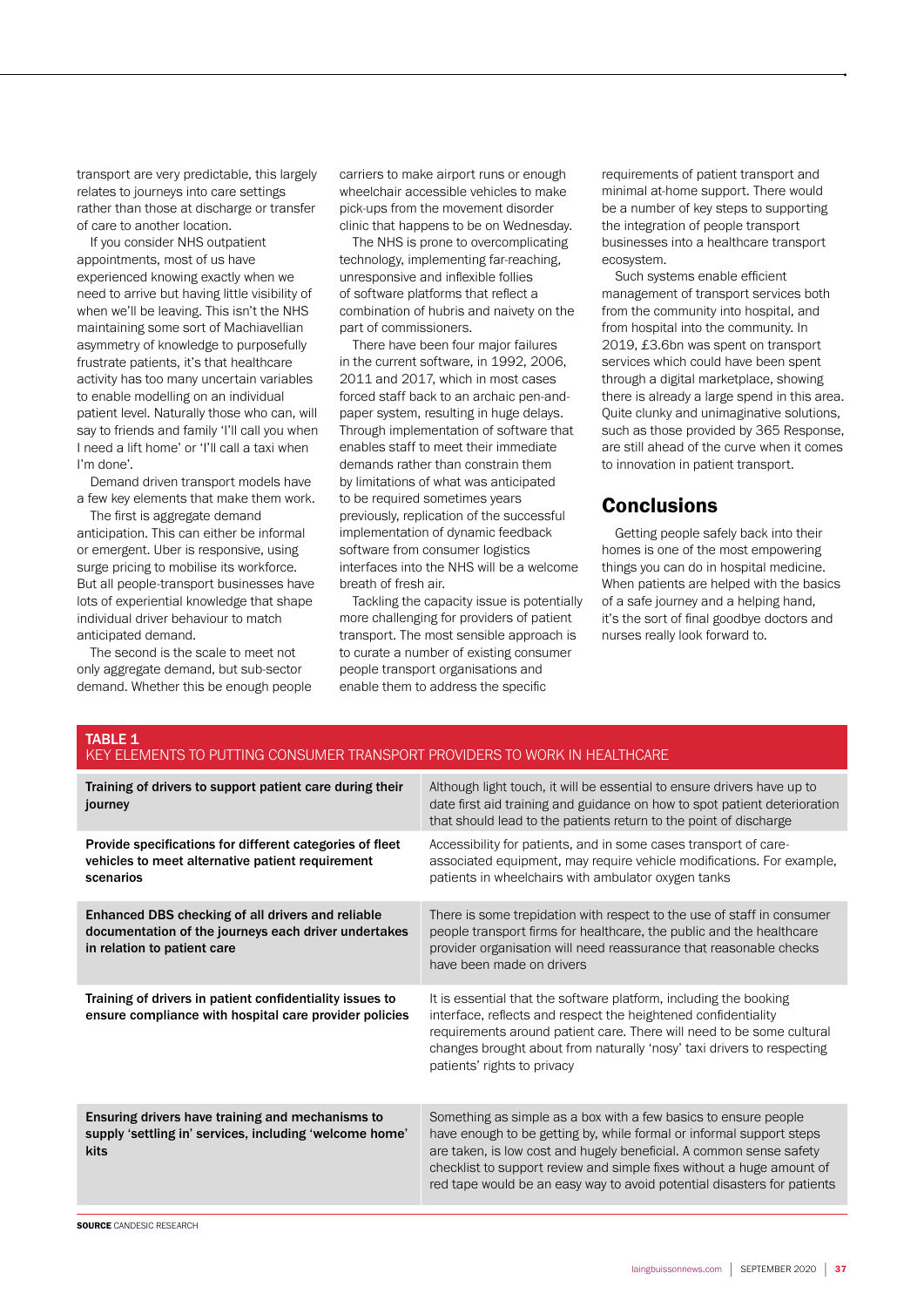transport are very predictable, this largely relates to journeys into care settings rather than those at discharge or transfer of care to another location.

If you consider NHS outpatient appointments, most of us have experienced knowing exactly when we need to arrive but having little visibility of when we'll be leaving. This isn't the NHS maintaining some sort of Machiavellian asymmetry of knowledge to purposefully frustrate patients, it's that healthcare activity has too many uncertain variables to enable modelling on an individual patient level. Naturally those who can, will say to friends and family 'I'll call you when I need a lift home' or 'I'll call a taxi when I'm done'.

Demand driven transport models have a few key elements that make them work.

The first is aggregate demand anticipation. This can either be informal or emergent. Uber is responsive, using surge pricing to mobilise its workforce. But all people-transport businesses have lots of experiential knowledge that shape individual driver behaviour to match anticipated demand.

The second is the scale to meet not only aggregate demand, but sub-sector demand. Whether this be enough people carriers to make airport runs or enough wheelchair accessible vehicles to make pick-ups from the movement disorder clinic that happens to be on Wednesday.

The NHS is prone to overcomplicating technology, implementing far-reaching, unresponsive and inflexible follies of software platforms that reflect a combination of hubris and naivety on the part of commissioners.

There have been four major failures in the current software, in 1992, 2006, 2011 and 2017, which in most cases forced staff back to an archaic pen-and-paper system, resulting in huge delays. Through implementation of software that enables staff to meet their immediate demands rather than constrain them by limitations of what was anticipated to be required sometimes years previously, replication of the successful implementation of dynamic feedback software from consumer logistics interfaces into the NHS will be a welcome breath of fresh air.

Tackling the capacity issue is potentially more challenging for providers of patient transport. The most sensible approach is to curate a number of existing consumer people transport organisations and enable them to address the specific requirements of patient transport and minimal at-home support. There would be a number of key steps to supporting the integration of people transport businesses into a healthcare transport ecosystem.

Such systems enable efficient management of transport services both from the community into hospital, and from hospital into the community. In 2019, £3.6bn was spent on transport services which could have been spent through a digital marketplace, showing there is already a large spend in this area. Quite clunky and unimaginative solutions, such as those provided by 365 Response, are still ahead of the curve when it comes to innovation in patient transport.

## Conclusions

Getting people safely back into their homes is one of the most empowering things you can do in hospital medicine. When patients are helped with the basics of a safe journey and a helping hand, it's the sort of final goodbye doctors and nurses really look forward to.

**TABLE 1**
KEY ELEMENTS TO PUTTING CONSUMER TRANSPORT PROVIDERS TO WORK IN HEALTHCARE

| | |
|---|---|
| **Training of drivers to support patient care during their journey** | Although light touch, it will be essential to ensure drivers have up to date first aid training and guidance on how to spot patient deterioration that should lead to the patients return to the point of discharge |
| **Provide specifications for different categories of fleet vehicles to meet alternative patient requirement scenarios** | Accessibility for patients, and in some cases transport of care-associated equipment, may require vehicle modifications. For example, patients in wheelchairs with ambulator oxygen tanks |
| **Enhanced DBS checking of all drivers and reliable documentation of the journeys each driver undertakes in relation to patient care** | There is some trepidation with respect to the use of staff in consumer people transport firms for healthcare, the public and the healthcare provider organisation will need reassurance that reasonable checks have been made on drivers |
| **Training of drivers in patient confidentiality issues to ensure compliance with hospital care provider policies** | It is essential that the software platform, including the booking interface, reflects and respect the heightened confidentiality requirements around patient care. There will need to be some cultural changes brought about from naturally 'nosy' taxi drivers to respecting patients' rights to privacy |
| **Ensuring drivers have training and mechanisms to supply 'settling in' services, including 'welcome home' kits** | Something as simple as a box with a few basics to ensure people have enough to be getting by, while formal or informal support steps are taken, is low cost and hugely beneficial. A common sense safety checklist to support review and simple fixes without a huge amount of red tape would be an easy way to avoid potential disasters for patients |

**SOURCE** CANDESIC RESEARCH